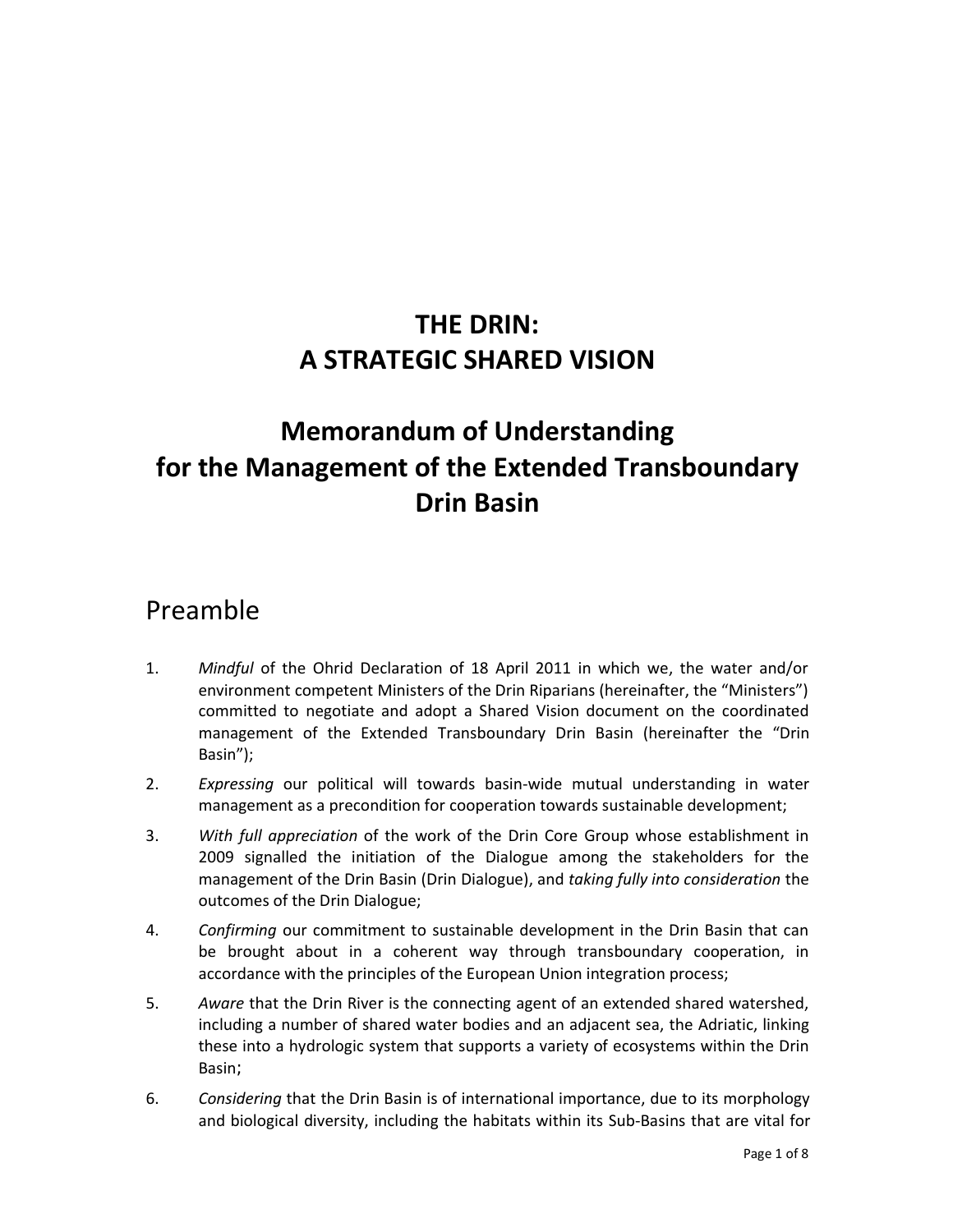# THE DRIN:
# A STRATEGIC SHARED VISION

## Memorandum of Understanding
## for the Management of the Extended Transboundary Drin Basin

## Preamble

1. *Mindful* of the Ohrid Declaration of 18 April 2011 in which we, the water and/or environment competent Ministers of the Drin Riparians (hereinafter, the "Ministers") committed to negotiate and adopt a Shared Vision document on the coordinated management of the Extended Transboundary Drin Basin (hereinafter the "Drin Basin");
2. *Expressing* our political will towards basin-wide mutual understanding in water management as a precondition for cooperation towards sustainable development;
3. *With full appreciation* of the work of the Drin Core Group whose establishment in 2009 signalled the initiation of the Dialogue among the stakeholders for the management of the Drin Basin (Drin Dialogue), and *taking fully into consideration* the outcomes of the Drin Dialogue;
4. *Confirming* our commitment to sustainable development in the Drin Basin that can be brought about in a coherent way through transboundary cooperation, in accordance with the principles of the European Union integration process;
5. *Aware* that the Drin River is the connecting agent of an extended shared watershed, including a number of shared water bodies and an adjacent sea, the Adriatic, linking these into a hydrologic system that supports a variety of ecosystems within the Drin Basin;
6. *Considering* that the Drin Basin is of international importance, due to its morphology and biological diversity, including the habitats within its Sub-Basins that are vital for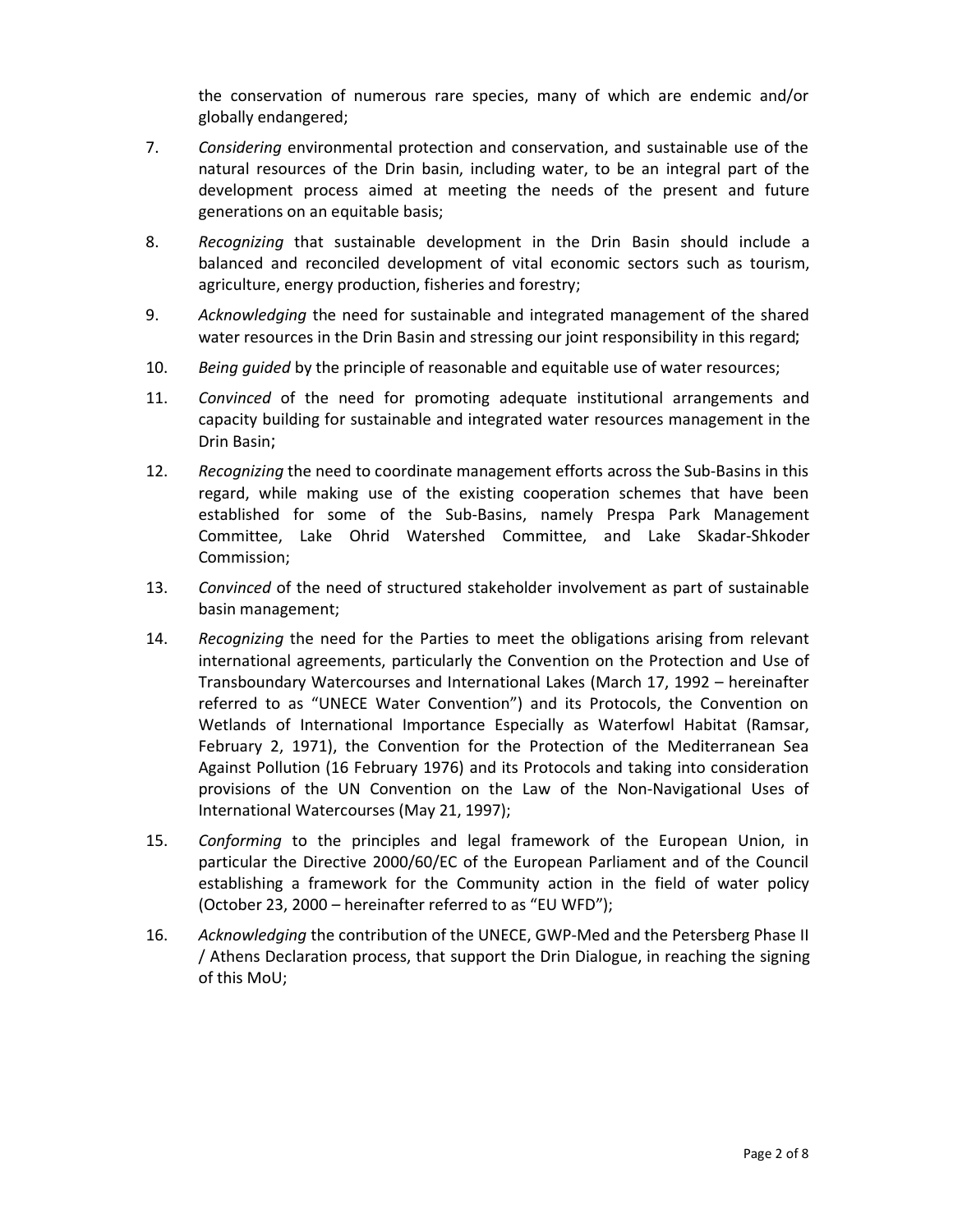the conservation of numerous rare species, many of which are endemic and/or globally endangered;

7. *Considering* environmental protection and conservation, and sustainable use of the natural resources of the Drin basin, including water, to be an integral part of the development process aimed at meeting the needs of the present and future generations on an equitable basis;

8. *Recognizing* that sustainable development in the Drin Basin should include a balanced and reconciled development of vital economic sectors such as tourism, agriculture, energy production, fisheries and forestry;

9. *Acknowledging* the need for sustainable and integrated management of the shared water resources in the Drin Basin and stressing our joint responsibility in this regard;

10. *Being guided* by the principle of reasonable and equitable use of water resources;

11. *Convinced* of the need for promoting adequate institutional arrangements and capacity building for sustainable and integrated water resources management in the Drin Basin;

12. *Recognizing* the need to coordinate management efforts across the Sub-Basins in this regard, while making use of the existing cooperation schemes that have been established for some of the Sub-Basins, namely Prespa Park Management Committee, Lake Ohrid Watershed Committee, and Lake Skadar-Shkoder Commission;

13. *Convinced* of the need of structured stakeholder involvement as part of sustainable basin management;

14. *Recognizing* the need for the Parties to meet the obligations arising from relevant international agreements, particularly the Convention on the Protection and Use of Transboundary Watercourses and International Lakes (March 17, 1992 – hereinafter referred to as "UNECE Water Convention") and its Protocols, the Convention on Wetlands of International Importance Especially as Waterfowl Habitat (Ramsar, February 2, 1971), the Convention for the Protection of the Mediterranean Sea Against Pollution (16 February 1976) and its Protocols and taking into consideration provisions of the UN Convention on the Law of the Non-Navigational Uses of International Watercourses (May 21, 1997);

15. *Conforming* to the principles and legal framework of the European Union, in particular the Directive 2000/60/EC of the European Parliament and of the Council establishing a framework for the Community action in the field of water policy (October 23, 2000 – hereinafter referred to as "EU WFD");

16. *Acknowledging* the contribution of the UNECE, GWP-Med and the Petersberg Phase II / Athens Declaration process, that support the Drin Dialogue, in reaching the signing of this MoU;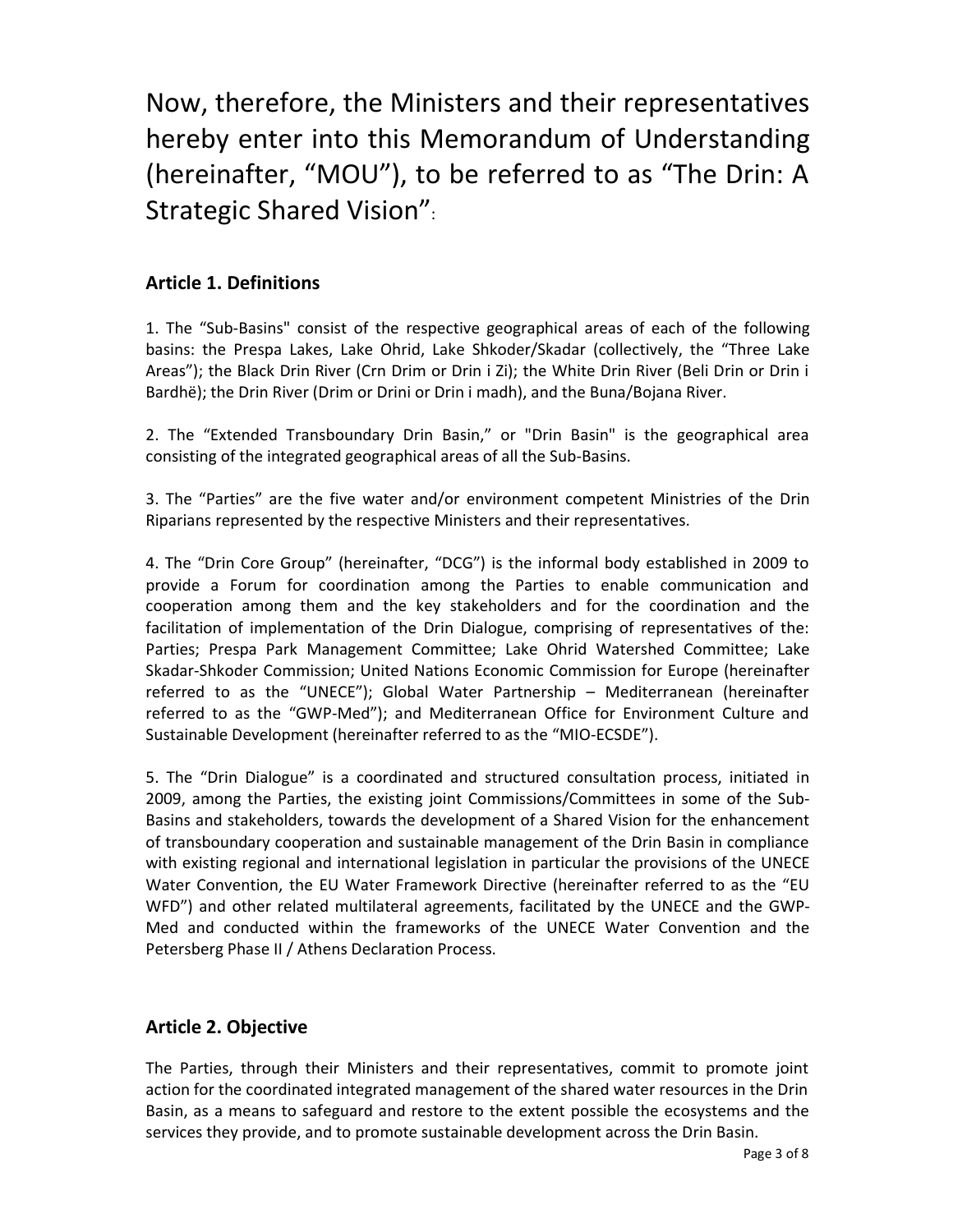Now, therefore, the Ministers and their representatives hereby enter into this Memorandum of Understanding (hereinafter, "MOU"), to be referred to as "The Drin: A Strategic Shared Vision":

## Article 1. Definitions

1. The "Sub-Basins" consist of the respective geographical areas of each of the following basins: the Prespa Lakes, Lake Ohrid, Lake Shkoder/Skadar (collectively, the "Three Lake Areas"); the Black Drin River (Crn Drim or Drin i Zi); the White Drin River (Beli Drin or Drin i Bardhë); the Drin River (Drim or Drini or Drin i madh), and the Buna/Bojana River.

2. The "Extended Transboundary Drin Basin," or "Drin Basin" is the geographical area consisting of the integrated geographical areas of all the Sub-Basins.

3. The "Parties" are the five water and/or environment competent Ministries of the Drin Riparians represented by the respective Ministers and their representatives.

4. The "Drin Core Group" (hereinafter, "DCG") is the informal body established in 2009 to provide a Forum for coordination among the Parties to enable communication and cooperation among them and the key stakeholders and for the coordination and the facilitation of implementation of the Drin Dialogue, comprising of representatives of the: Parties; Prespa Park Management Committee; Lake Ohrid Watershed Committee; Lake Skadar-Shkoder Commission; United Nations Economic Commission for Europe (hereinafter referred to as the "UNECE"); Global Water Partnership – Mediterranean (hereinafter referred to as the "GWP-Med"); and Mediterranean Office for Environment Culture and Sustainable Development (hereinafter referred to as the "MIO-ECSDE").

5. The "Drin Dialogue" is a coordinated and structured consultation process, initiated in 2009, among the Parties, the existing joint Commissions/Committees in some of the Sub-Basins and stakeholders, towards the development of a Shared Vision for the enhancement of transboundary cooperation and sustainable management of the Drin Basin in compliance with existing regional and international legislation in particular the provisions of the UNECE Water Convention, the EU Water Framework Directive (hereinafter referred to as the "EU WFD") and other related multilateral agreements, facilitated by the UNECE and the GWP-Med and conducted within the frameworks of the UNECE Water Convention and the Petersberg Phase II / Athens Declaration Process.

## Article 2. Objective

The Parties, through their Ministers and their representatives, commit to promote joint action for the coordinated integrated management of the shared water resources in the Drin Basin, as a means to safeguard and restore to the extent possible the ecosystems and the services they provide, and to promote sustainable development across the Drin Basin.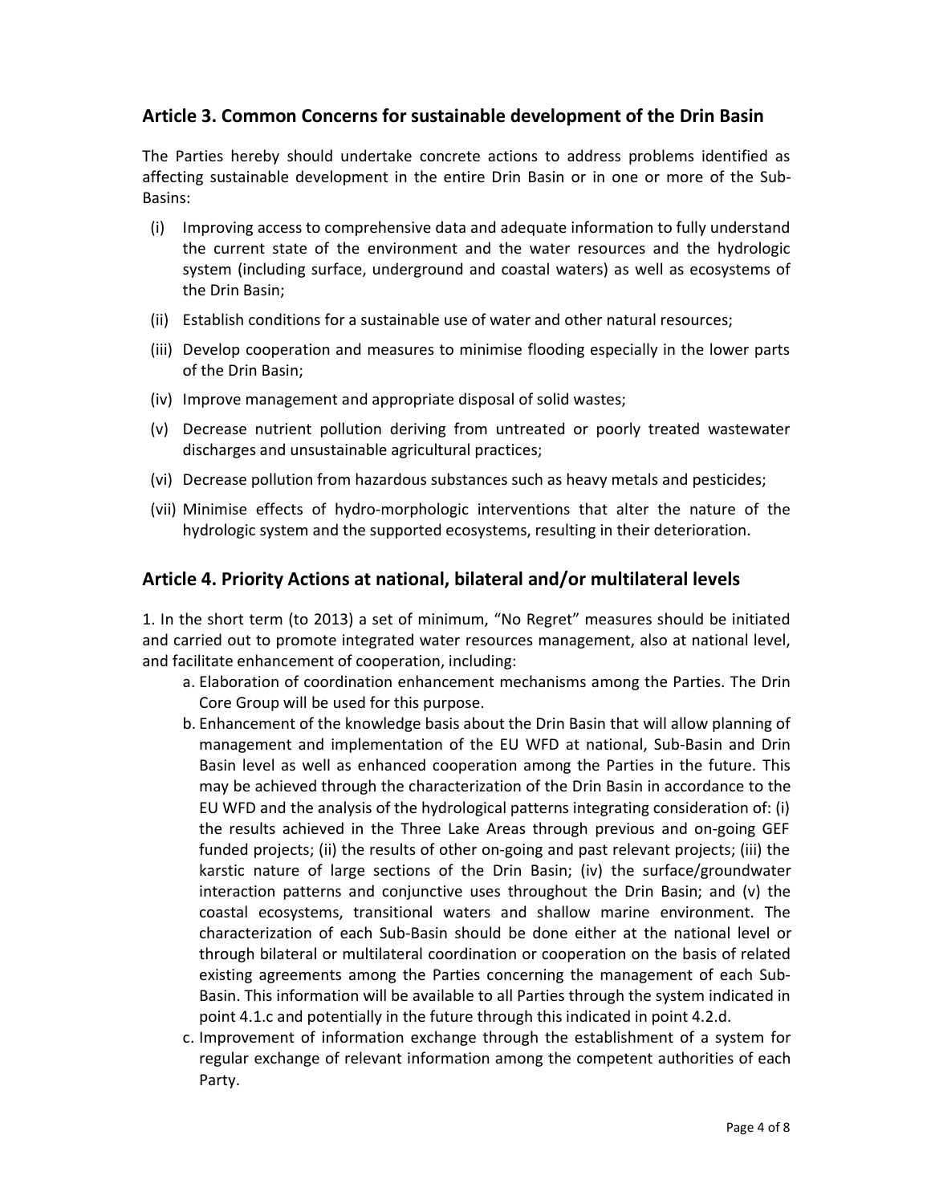## Article 3. Common Concerns for sustainable development of the Drin Basin

The Parties hereby should undertake concrete actions to address problems identified as affecting sustainable development in the entire Drin Basin or in one or more of the Sub-Basins:

- (i) Improving access to comprehensive data and adequate information to fully understand the current state of the environment and the water resources and the hydrologic system (including surface, underground and coastal waters) as well as ecosystems of the Drin Basin;
- (ii) Establish conditions for a sustainable use of water and other natural resources;
- (iii) Develop cooperation and measures to minimise flooding especially in the lower parts of the Drin Basin;
- (iv) Improve management and appropriate disposal of solid wastes;
- (v) Decrease nutrient pollution deriving from untreated or poorly treated wastewater discharges and unsustainable agricultural practices;
- (vi) Decrease pollution from hazardous substances such as heavy metals and pesticides;
- (vii) Minimise effects of hydro-morphologic interventions that alter the nature of the hydrologic system and the supported ecosystems, resulting in their deterioration.

## Article 4. Priority Actions at national, bilateral and/or multilateral levels

1. In the short term (to 2013) a set of minimum, "No Regret" measures should be initiated and carried out to promote integrated water resources management, also at national level, and facilitate enhancement of cooperation, including:

   a. Elaboration of coordination enhancement mechanisms among the Parties. The Drin Core Group will be used for this purpose.

   b. Enhancement of the knowledge basis about the Drin Basin that will allow planning of management and implementation of the EU WFD at national, Sub-Basin and Drin Basin level as well as enhanced cooperation among the Parties in the future. This may be achieved through the characterization of the Drin Basin in accordance to the EU WFD and the analysis of the hydrological patterns integrating consideration of: (i) the results achieved in the Three Lake Areas through previous and on-going GEF funded projects; (ii) the results of other on-going and past relevant projects; (iii) the karstic nature of large sections of the Drin Basin; (iv) the surface/groundwater interaction patterns and conjunctive uses throughout the Drin Basin; and (v) the coastal ecosystems, transitional waters and shallow marine environment. The characterization of each Sub-Basin should be done either at the national level or through bilateral or multilateral coordination or cooperation on the basis of related existing agreements among the Parties concerning the management of each Sub-Basin. This information will be available to all Parties through the system indicated in point 4.1.c and potentially in the future through this indicated in point 4.2.d.

   c. Improvement of information exchange through the establishment of a system for regular exchange of relevant information among the competent authorities of each Party.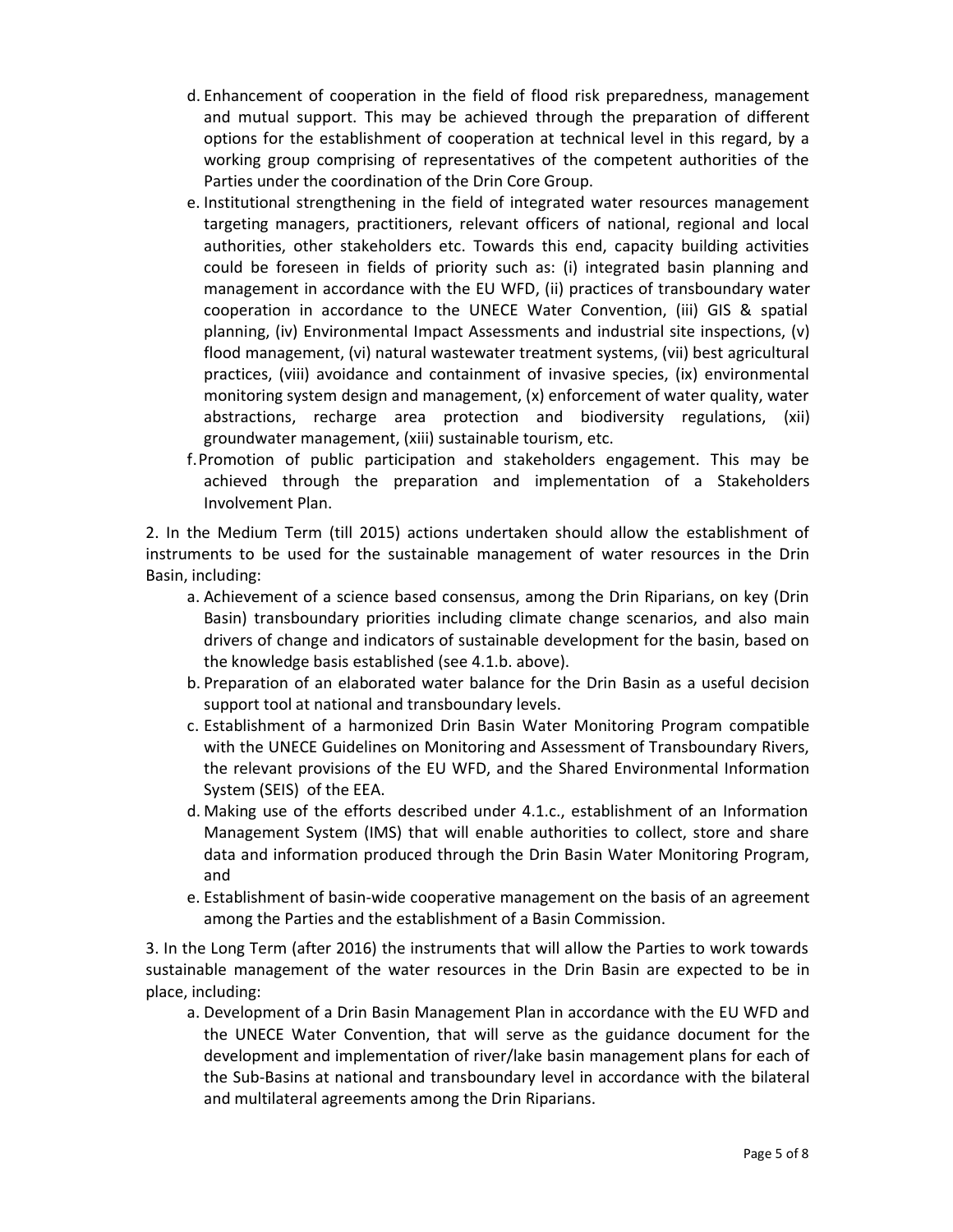d. Enhancement of cooperation in the field of flood risk preparedness, management and mutual support. This may be achieved through the preparation of different options for the establishment of cooperation at technical level in this regard, by a working group comprising of representatives of the competent authorities of the Parties under the coordination of the Drin Core Group.

e. Institutional strengthening in the field of integrated water resources management targeting managers, practitioners, relevant officers of national, regional and local authorities, other stakeholders etc. Towards this end, capacity building activities could be foreseen in fields of priority such as: (i) integrated basin planning and management in accordance with the EU WFD, (ii) practices of transboundary water cooperation in accordance to the UNECE Water Convention, (iii) GIS & spatial planning, (iv) Environmental Impact Assessments and industrial site inspections, (v) flood management, (vi) natural wastewater treatment systems, (vii) best agricultural practices, (viii) avoidance and containment of invasive species, (ix) environmental monitoring system design and management, (x) enforcement of water quality, water abstractions, recharge area protection and biodiversity regulations, (xii) groundwater management, (xiii) sustainable tourism, etc.

f. Promotion of public participation and stakeholders engagement. This may be achieved through the preparation and implementation of a Stakeholders Involvement Plan.

2. In the Medium Term (till 2015) actions undertaken should allow the establishment of instruments to be used for the sustainable management of water resources in the Drin Basin, including:

a. Achievement of a science based consensus, among the Drin Riparians, on key (Drin Basin) transboundary priorities including climate change scenarios, and also main drivers of change and indicators of sustainable development for the basin, based on the knowledge basis established (see 4.1.b. above).

b. Preparation of an elaborated water balance for the Drin Basin as a useful decision support tool at national and transboundary levels.

c. Establishment of a harmonized Drin Basin Water Monitoring Program compatible with the UNECE Guidelines on Monitoring and Assessment of Transboundary Rivers, the relevant provisions of the EU WFD, and the Shared Environmental Information System (SEIS) of the EEA.

d. Making use of the efforts described under 4.1.c., establishment of an Information Management System (IMS) that will enable authorities to collect, store and share data and information produced through the Drin Basin Water Monitoring Program, and

e. Establishment of basin-wide cooperative management on the basis of an agreement among the Parties and the establishment of a Basin Commission.

3. In the Long Term (after 2016) the instruments that will allow the Parties to work towards sustainable management of the water resources in the Drin Basin are expected to be in place, including:

a. Development of a Drin Basin Management Plan in accordance with the EU WFD and the UNECE Water Convention, that will serve as the guidance document for the development and implementation of river/lake basin management plans for each of the Sub-Basins at national and transboundary level in accordance with the bilateral and multilateral agreements among the Drin Riparians.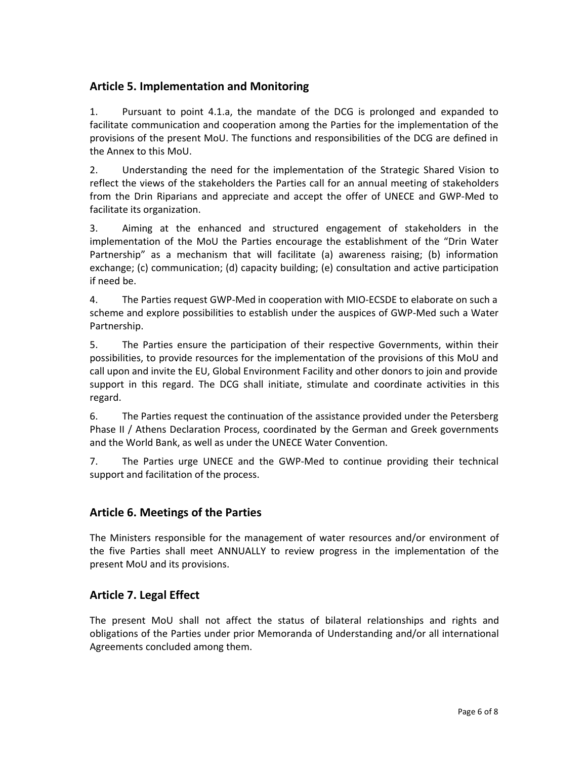## Article 5. Implementation and Monitoring

1. Pursuant to point 4.1.a, the mandate of the DCG is prolonged and expanded to facilitate communication and cooperation among the Parties for the implementation of the provisions of the present MoU. The functions and responsibilities of the DCG are defined in the Annex to this MoU.

2. Understanding the need for the implementation of the Strategic Shared Vision to reflect the views of the stakeholders the Parties call for an annual meeting of stakeholders from the Drin Riparians and appreciate and accept the offer of UNECE and GWP-Med to facilitate its organization.

3. Aiming at the enhanced and structured engagement of stakeholders in the implementation of the MoU the Parties encourage the establishment of the "Drin Water Partnership" as a mechanism that will facilitate (a) awareness raising; (b) information exchange; (c) communication; (d) capacity building; (e) consultation and active participation if need be.

4. The Parties request GWP-Med in cooperation with MIO-ECSDE to elaborate on such a scheme and explore possibilities to establish under the auspices of GWP-Med such a Water Partnership.

5. The Parties ensure the participation of their respective Governments, within their possibilities, to provide resources for the implementation of the provisions of this MoU and call upon and invite the EU, Global Environment Facility and other donors to join and provide support in this regard. The DCG shall initiate, stimulate and coordinate activities in this regard.

6. The Parties request the continuation of the assistance provided under the Petersberg Phase II / Athens Declaration Process, coordinated by the German and Greek governments and the World Bank, as well as under the UNECE Water Convention.

7. The Parties urge UNECE and the GWP-Med to continue providing their technical support and facilitation of the process.

## Article 6. Meetings of the Parties

The Ministers responsible for the management of water resources and/or environment of the five Parties shall meet ANNUALLY to review progress in the implementation of the present MoU and its provisions.

## Article 7. Legal Effect

The present MoU shall not affect the status of bilateral relationships and rights and obligations of the Parties under prior Memoranda of Understanding and/or all international Agreements concluded among them.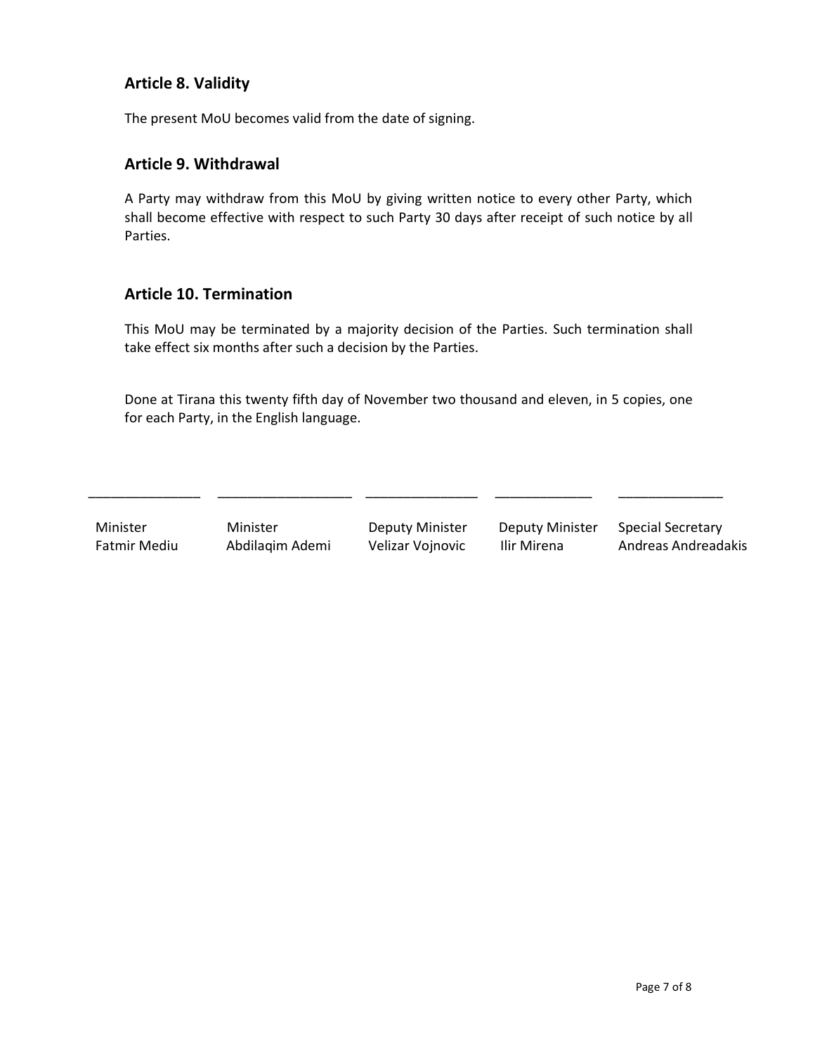## Article 8. Validity

The present MoU becomes valid from the date of signing.

## Article 9. Withdrawal

A Party may withdraw from this MoU by giving written notice to every other Party, which shall become effective with respect to such Party 30 days after receipt of such notice by all Parties.

## Article 10. Termination

This MoU may be terminated by a majority decision of the Parties. Such termination shall take effect six months after such a decision by the Parties.

Done at Tirana this twenty fifth day of November two thousand and eleven, in 5 copies, one for each Party, in the English language.

| _______________ | _________________ | _______________ | _____________ | ______________ |
|---|---|---|---|---|
| Minister<br>Fatmir Mediu | Minister<br>Abdilaqim Ademi | Deputy Minister<br>Velizar Vojnovic | Deputy Minister<br>Ilir Mirena | Special Secretary<br>Andreas Andreadakis |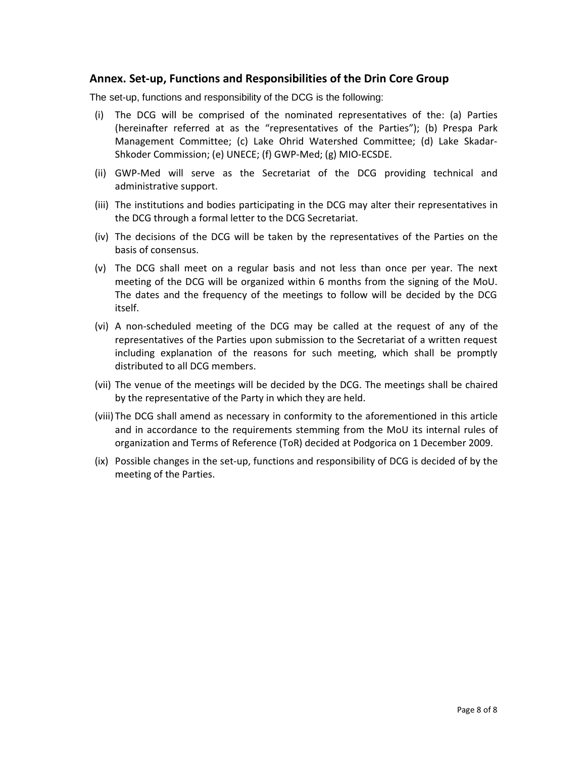## Annex. Set-up, Functions and Responsibilities of the Drin Core Group

The set-up, functions and responsibility of the DCG is the following:

(i) The DCG will be comprised of the nominated representatives of the: (a) Parties (hereinafter referred at as the "representatives of the Parties"); (b) Prespa Park Management Committee; (c) Lake Ohrid Watershed Committee; (d) Lake Skadar-Shkoder Commission; (e) UNECE; (f) GWP-Med; (g) MIO-ECSDE.

(ii) GWP-Med will serve as the Secretariat of the DCG providing technical and administrative support.

(iii) The institutions and bodies participating in the DCG may alter their representatives in the DCG through a formal letter to the DCG Secretariat.

(iv) The decisions of the DCG will be taken by the representatives of the Parties on the basis of consensus.

(v) The DCG shall meet on a regular basis and not less than once per year. The next meeting of the DCG will be organized within 6 months from the signing of the MoU. The dates and the frequency of the meetings to follow will be decided by the DCG itself.

(vi) A non-scheduled meeting of the DCG may be called at the request of any of the representatives of the Parties upon submission to the Secretariat of a written request including explanation of the reasons for such meeting, which shall be promptly distributed to all DCG members.

(vii) The venue of the meetings will be decided by the DCG. The meetings shall be chaired by the representative of the Party in which they are held.

(viii) The DCG shall amend as necessary in conformity to the aforementioned in this article and in accordance to the requirements stemming from the MoU its internal rules of organization and Terms of Reference (ToR) decided at Podgorica on 1 December 2009.

(ix) Possible changes in the set-up, functions and responsibility of DCG is decided of by the meeting of the Parties.